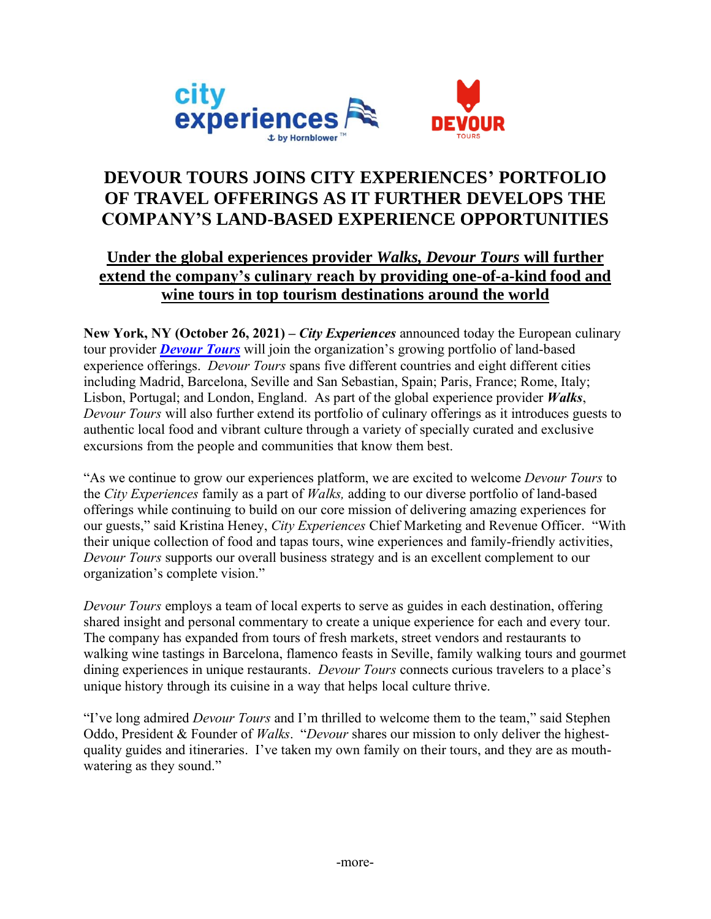# DEVOUR TOURS JOINS CITY EXPERIENCES' PORTFOLIO OF TRAVEL OFFERINGS AS IT FURTHER DEVELOPS THE COMPANY'S LAND-BASED EXPERIENCE OPPORTUNITIES

## Under the global experiences provider *Walks, Devour Tours* will further extend the company's culinary reach by providing one-of-a-kind food and wine tours in top tourism destinations around the world

**New York, NY (October 26, 2021) –** ***City Experiences*** announced today the European culinary tour provider ***Devour Tours*** will join the organization's growing portfolio of land-based experience offerings. *Devour Tours* spans five different countries and eight different cities including Madrid, Barcelona, Seville and San Sebastian, Spain; Paris, France; Rome, Italy; Lisbon, Portugal; and London, England. As part of the global experience provider ***Walks***, *Devour Tours* will also further extend its portfolio of culinary offerings as it introduces guests to authentic local food and vibrant culture through a variety of specially curated and exclusive excursions from the people and communities that know them best.

"As we continue to grow our experiences platform, we are excited to welcome *Devour Tours* to the *City Experiences* family as a part of *Walks,* adding to our diverse portfolio of land-based offerings while continuing to build on our core mission of delivering amazing experiences for our guests," said Kristina Heney, *City Experiences* Chief Marketing and Revenue Officer. "With their unique collection of food and tapas tours, wine experiences and family-friendly activities, *Devour Tours* supports our overall business strategy and is an excellent complement to our organization's complete vision."

*Devour Tours* employs a team of local experts to serve as guides in each destination, offering shared insight and personal commentary to create a unique experience for each and every tour. The company has expanded from tours of fresh markets, street vendors and restaurants to walking wine tastings in Barcelona, flamenco feasts in Seville, family walking tours and gourmet dining experiences in unique restaurants. *Devour Tours* connects curious travelers to a place's unique history through its cuisine in a way that helps local culture thrive.

"I've long admired *Devour Tours* and I'm thrilled to welcome them to the team," said Stephen Oddo, President & Founder of *Walks*. "*Devour* shares our mission to only deliver the highest-quality guides and itineraries. I've taken my own family on their tours, and they are as mouth-watering as they sound."

-more-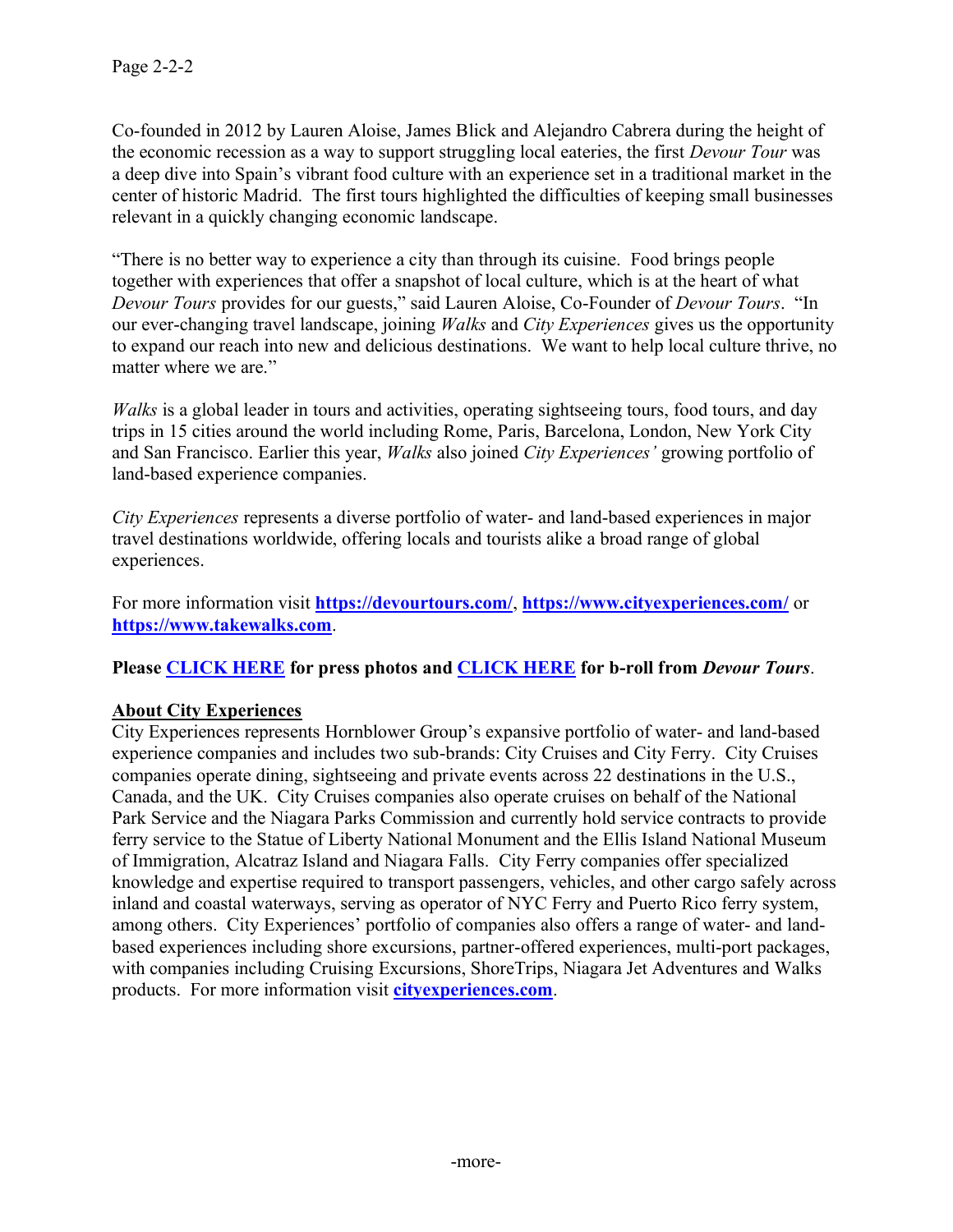Co-founded in 2012 by Lauren Aloise, James Blick and Alejandro Cabrera during the height of the economic recession as a way to support struggling local eateries, the first *Devour Tour* was a deep dive into Spain's vibrant food culture with an experience set in a traditional market in the center of historic Madrid. The first tours highlighted the difficulties of keeping small businesses relevant in a quickly changing economic landscape.

"There is no better way to experience a city than through its cuisine. Food brings people together with experiences that offer a snapshot of local culture, which is at the heart of what *Devour Tours* provides for our guests," said Lauren Aloise, Co-Founder of *Devour Tours*. "In our ever-changing travel landscape, joining *Walks* and *City Experiences* gives us the opportunity to expand our reach into new and delicious destinations. We want to help local culture thrive, no matter where we are."

*Walks* is a global leader in tours and activities, operating sightseeing tours, food tours, and day trips in 15 cities around the world including Rome, Paris, Barcelona, London, New York City and San Francisco. Earlier this year, *Walks* also joined *City Experiences'* growing portfolio of land-based experience companies.

*City Experiences* represents a diverse portfolio of water- and land-based experiences in major travel destinations worldwide, offering locals and tourists alike a broad range of global experiences.

For more information visit **https://devourtours.com/**, **https://www.cityexperiences.com/** or **https://www.takewalks.com**.

**Please CLICK HERE for press photos and CLICK HERE for b-roll from *Devour Tours*.**

**About City Experiences**

City Experiences represents Hornblower Group's expansive portfolio of water- and land-based experience companies and includes two sub-brands: City Cruises and City Ferry. City Cruises companies operate dining, sightseeing and private events across 22 destinations in the U.S., Canada, and the UK. City Cruises companies also operate cruises on behalf of the National Park Service and the Niagara Parks Commission and currently hold service contracts to provide ferry service to the Statue of Liberty National Monument and the Ellis Island National Museum of Immigration, Alcatraz Island and Niagara Falls. City Ferry companies offer specialized knowledge and expertise required to transport passengers, vehicles, and other cargo safely across inland and coastal waterways, serving as operator of NYC Ferry and Puerto Rico ferry system, among others. City Experiences' portfolio of companies also offers a range of water- and land-based experiences including shore excursions, partner-offered experiences, multi-port packages, with companies including Cruising Excursions, ShoreTrips, Niagara Jet Adventures and Walks products. For more information visit **cityexperiences.com**.

-more-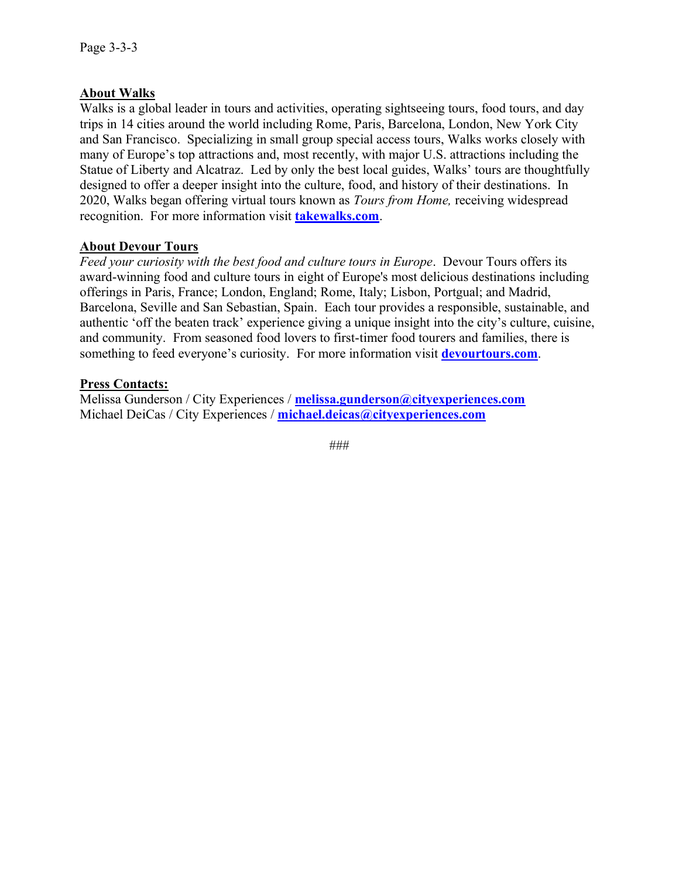**About Walks**

Walks is a global leader in tours and activities, operating sightseeing tours, food tours, and day trips in 14 cities around the world including Rome, Paris, Barcelona, London, New York City and San Francisco. Specializing in small group special access tours, Walks works closely with many of Europe's top attractions and, most recently, with major U.S. attractions including the Statue of Liberty and Alcatraz. Led by only the best local guides, Walks' tours are thoughtfully designed to offer a deeper insight into the culture, food, and history of their destinations. In 2020, Walks began offering virtual tours known as *Tours from Home,* receiving widespread recognition. For more information visit **takewalks.com**.

**About Devour Tours**

*Feed your curiosity with the best food and culture tours in Europe*. Devour Tours offers its award-winning food and culture tours in eight of Europe's most delicious destinations including offerings in Paris, France; London, England; Rome, Italy; Lisbon, Portgual; and Madrid, Barcelona, Seville and San Sebastian, Spain. Each tour provides a responsible, sustainable, and authentic 'off the beaten track' experience giving a unique insight into the city's culture, cuisine, and community. From seasoned food lovers to first-timer food tourers and families, there is something to feed everyone's curiosity. For more information visit **devourtours.com**.

**Press Contacts:**

Melissa Gunderson / City Experiences / **melissa.gunderson@cityexperiences.com**
Michael DeiCas / City Experiences / **michael.deicas@cityexperiences.com**

###